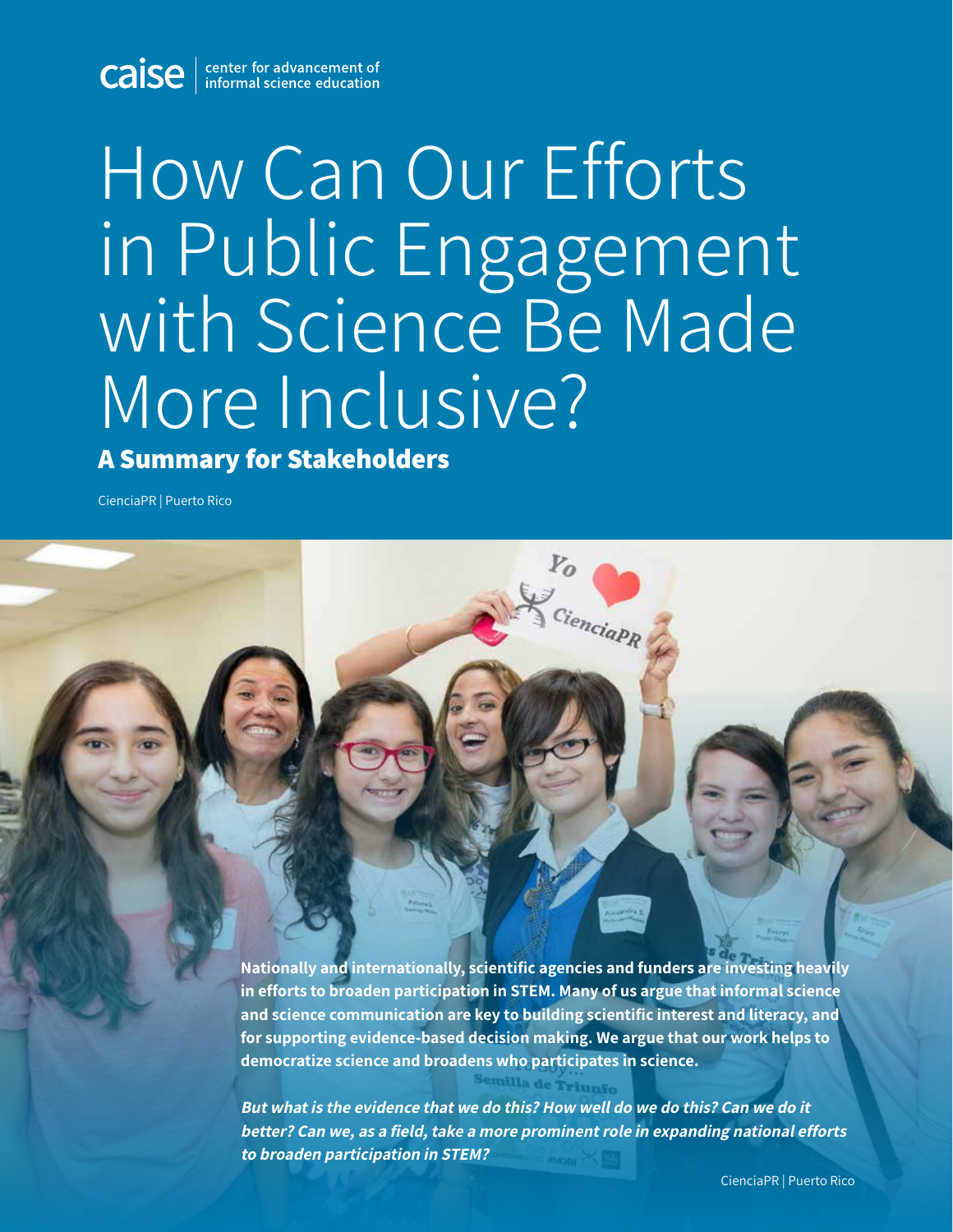caise | center for advancement of informal science education

# How Can Our Efforts in Public Engagement with Science Be Made More Inclusive?

## A Summary for Stakeholders

CienciaPR | Puerto Rico

**Nationally and internationally, scientific agencies and funders are investing heavily in efforts to broaden participation in STEM. Many of us argue that informal science and science communication are key to building scientific interest and literacy, and for supporting evidence-based decision making. We argue that our work helps to democratize science and broadens who participates in science.**

***But what is the evidence that we do this? How well do we do this? Can we do it better? Can we, as a field, take a more prominent role in expanding national efforts to broaden participation in STEM?***

CienciaPR | Puerto Rico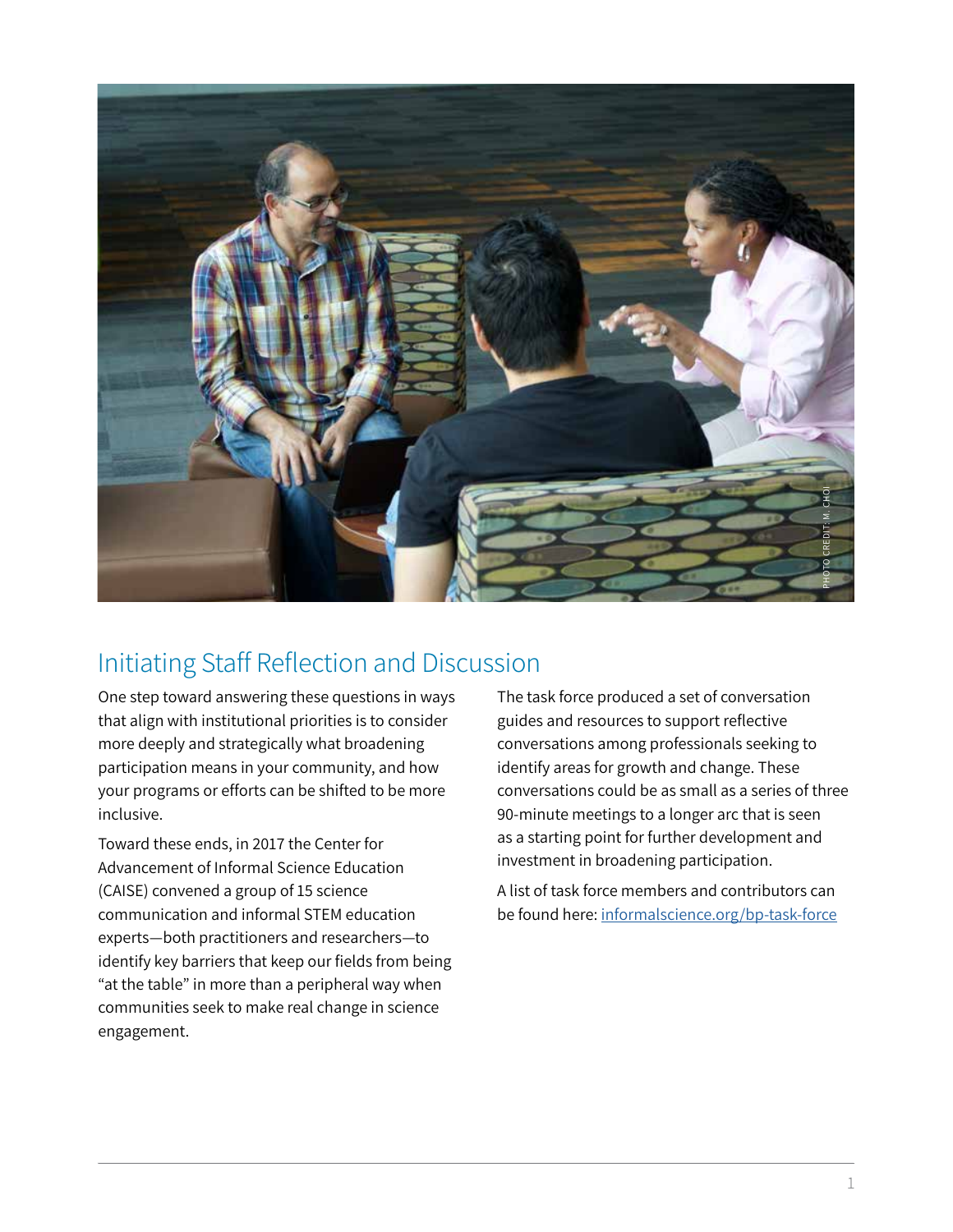## Initiating Staff Reflection and Discussion

One step toward answering these questions in ways that align with institutional priorities is to consider more deeply and strategically what broadening participation means in your community, and how your programs or efforts can be shifted to be more inclusive.

Toward these ends, in 2017 the Center for Advancement of Informal Science Education (CAISE) convened a group of 15 science communication and informal STEM education experts—both practitioners and researchers—to identify key barriers that keep our fields from being "at the table" in more than a peripheral way when communities seek to make real change in science engagement.

The task force produced a set of conversation guides and resources to support reflective conversations among professionals seeking to identify areas for growth and change. These conversations could be as small as a series of three 90-minute meetings to a longer arc that is seen as a starting point for further development and investment in broadening participation.

A list of task force members and contributors can be found here: [informalscience.org/bp-task-force](informalscience.org/bp-task-force)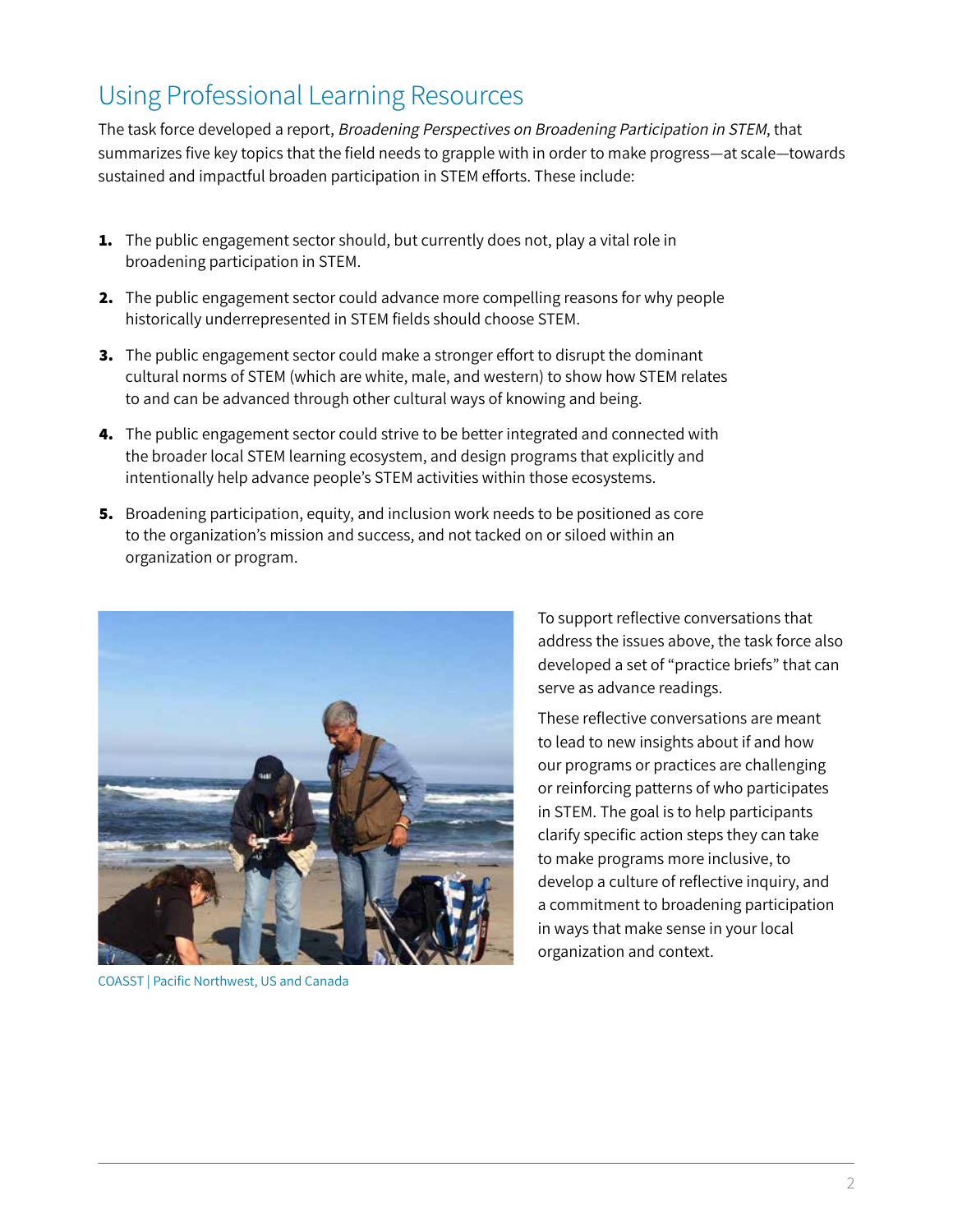## Using Professional Learning Resources

The task force developed a report, *Broadening Perspectives on Broadening Participation in STEM*, that summarizes five key topics that the field needs to grapple with in order to make progress—at scale—towards sustained and impactful broaden participation in STEM efforts. These include:

1. The public engagement sector should, but currently does not, play a vital role in broadening participation in STEM.
2. The public engagement sector could advance more compelling reasons for why people historically underrepresented in STEM fields should choose STEM.
3. The public engagement sector could make a stronger effort to disrupt the dominant cultural norms of STEM (which are white, male, and western) to show how STEM relates to and can be advanced through other cultural ways of knowing and being.
4. The public engagement sector could strive to be better integrated and connected with the broader local STEM learning ecosystem, and design programs that explicitly and intentionally help advance people's STEM activities within those ecosystems.
5. Broadening participation, equity, and inclusion work needs to be positioned as core to the organization's mission and success, and not tacked on or siloed within an organization or program.

COASST | Pacific Northwest, US and Canada

To support reflective conversations that address the issues above, the task force also developed a set of "practice briefs" that can serve as advance readings.

These reflective conversations are meant to lead to new insights about if and how our programs or practices are challenging or reinforcing patterns of who participates in STEM. The goal is to help participants clarify specific action steps they can take to make programs more inclusive, to develop a culture of reflective inquiry, and a commitment to broadening participation in ways that make sense in your local organization and context.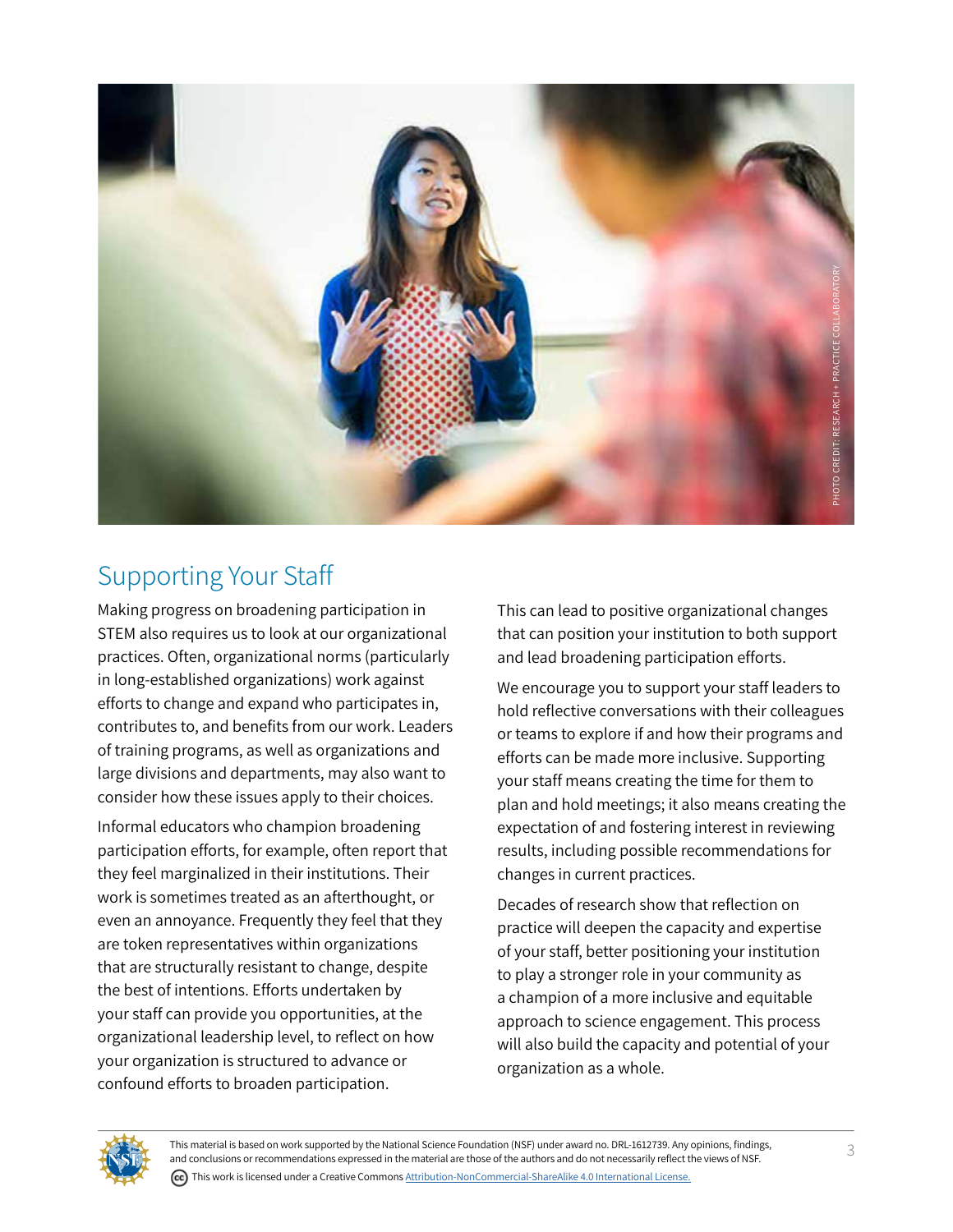PHOTO CREDIT: RESEARCH + PRACTICE COLLABORATORY

## Supporting Your Staff

Making progress on broadening participation in STEM also requires us to look at our organizational practices. Often, organizational norms (particularly in long-established organizations) work against efforts to change and expand who participates in, contributes to, and benefits from our work. Leaders of training programs, as well as organizations and large divisions and departments, may also want to consider how these issues apply to their choices.

Informal educators who champion broadening participation efforts, for example, often report that they feel marginalized in their institutions. Their work is sometimes treated as an afterthought, or even an annoyance. Frequently they feel that they are token representatives within organizations that are structurally resistant to change, despite the best of intentions. Efforts undertaken by your staff can provide you opportunities, at the organizational leadership level, to reflect on how your organization is structured to advance or confound efforts to broaden participation.

This can lead to positive organizational changes that can position your institution to both support and lead broadening participation efforts.

We encourage you to support your staff leaders to hold reflective conversations with their colleagues or teams to explore if and how their programs and efforts can be made more inclusive. Supporting your staff means creating the time for them to plan and hold meetings; it also means creating the expectation of and fostering interest in reviewing results, including possible recommendations for changes in current practices.

Decades of research show that reflection on practice will deepen the capacity and expertise of your staff, better positioning your institution to play a stronger role in your community as a champion of a more inclusive and equitable approach to science engagement. This process will also build the capacity and potential of your organization as a whole.

This material is based on work supported by the National Science Foundation (NSF) under award no. DRL-1612739. Any opinions, findings, and conclusions or recommendations expressed in the material are those of the authors and do not necessarily reflect the views of NSF.

This work is licensed under a Creative Commons Attribution-NonCommercial-ShareAlike 4.0 International License.